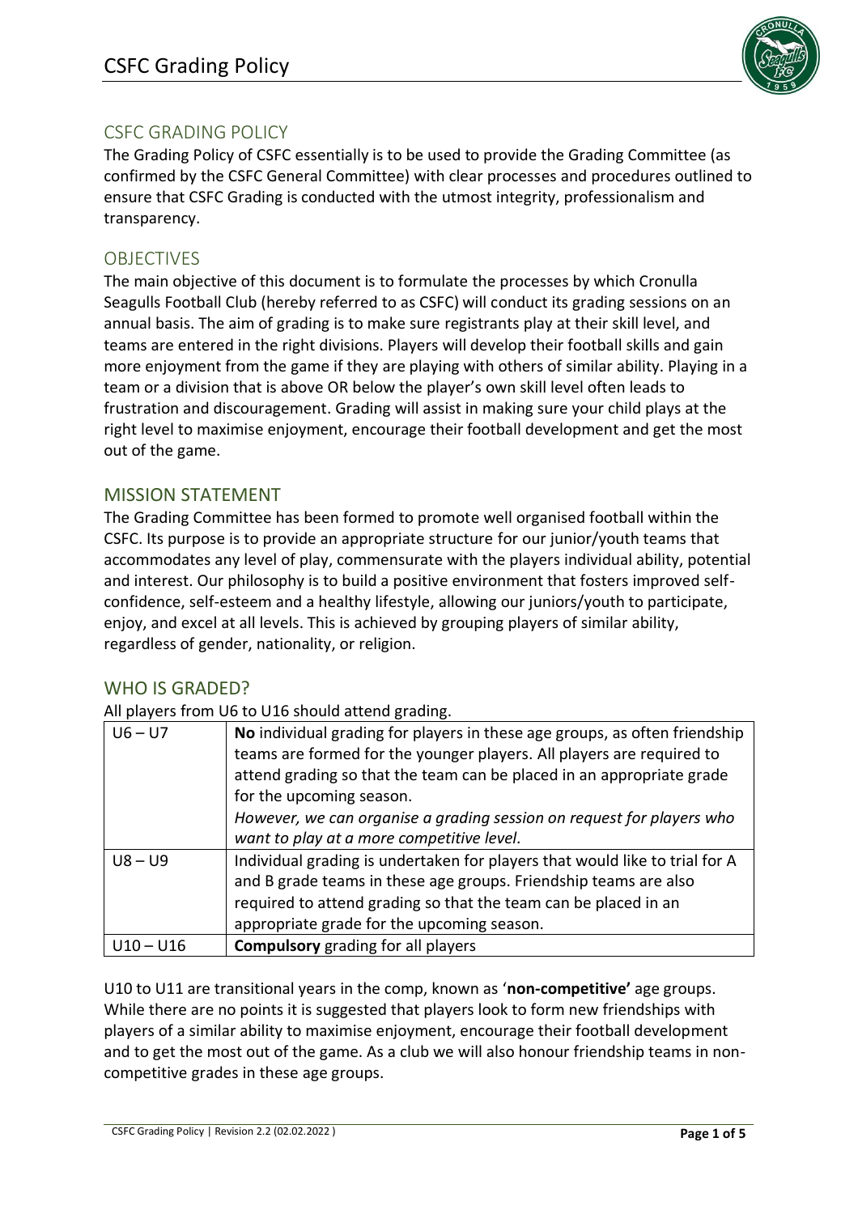# CSFC Grading Policy

## CSFC GRADING POLICY

The Grading Policy of CSFC essentially is to be used to provide the Grading Committee (as confirmed by the CSFC General Committee) with clear processes and procedures outlined to ensure that CSFC Grading is conducted with the utmost integrity, professionalism and transparency.

## OBJECTIVES

The main objective of this document is to formulate the processes by which Cronulla Seagulls Football Club (hereby referred to as CSFC) will conduct its grading sessions on an annual basis. The aim of grading is to make sure registrants play at their skill level, and teams are entered in the right divisions. Players will develop their football skills and gain more enjoyment from the game if they are playing with others of similar ability. Playing in a team or a division that is above OR below the player's own skill level often leads to frustration and discouragement. Grading will assist in making sure your child plays at the right level to maximise enjoyment, encourage their football development and get the most out of the game.

## MISSION STATEMENT

The Grading Committee has been formed to promote well organised football within the CSFC. Its purpose is to provide an appropriate structure for our junior/youth teams that accommodates any level of play, commensurate with the players individual ability, potential and interest. Our philosophy is to build a positive environment that fosters improved self-confidence, self-esteem and a healthy lifestyle, allowing our juniors/youth to participate, enjoy, and excel at all levels. This is achieved by grouping players of similar ability, regardless of gender, nationality, or religion.

## WHO IS GRADED?

All players from U6 to U16 should attend grading.

| | |
|---|---|
| U6 – U7 | **No** individual grading for players in these age groups, as often friendship teams are formed for the younger players. All players are required to attend grading so that the team can be placed in an appropriate grade for the upcoming season. *However, we can organise a grading session on request for players who want to play at a more competitive level.* |
| U8 – U9 | Individual grading is undertaken for players that would like to trial for A and B grade teams in these age groups. Friendship teams are also required to attend grading so that the team can be placed in an appropriate grade for the upcoming season. |
| U10 – U16 | **Compulsory** grading for all players |

U10 to U11 are transitional years in the comp, known as '**non-competitive'** age groups. While there are no points it is suggested that players look to form new friendships with players of a similar ability to maximise enjoyment, encourage their football development and to get the most out of the game. As a club we will also honour friendship teams in non-competitive grades in these age groups.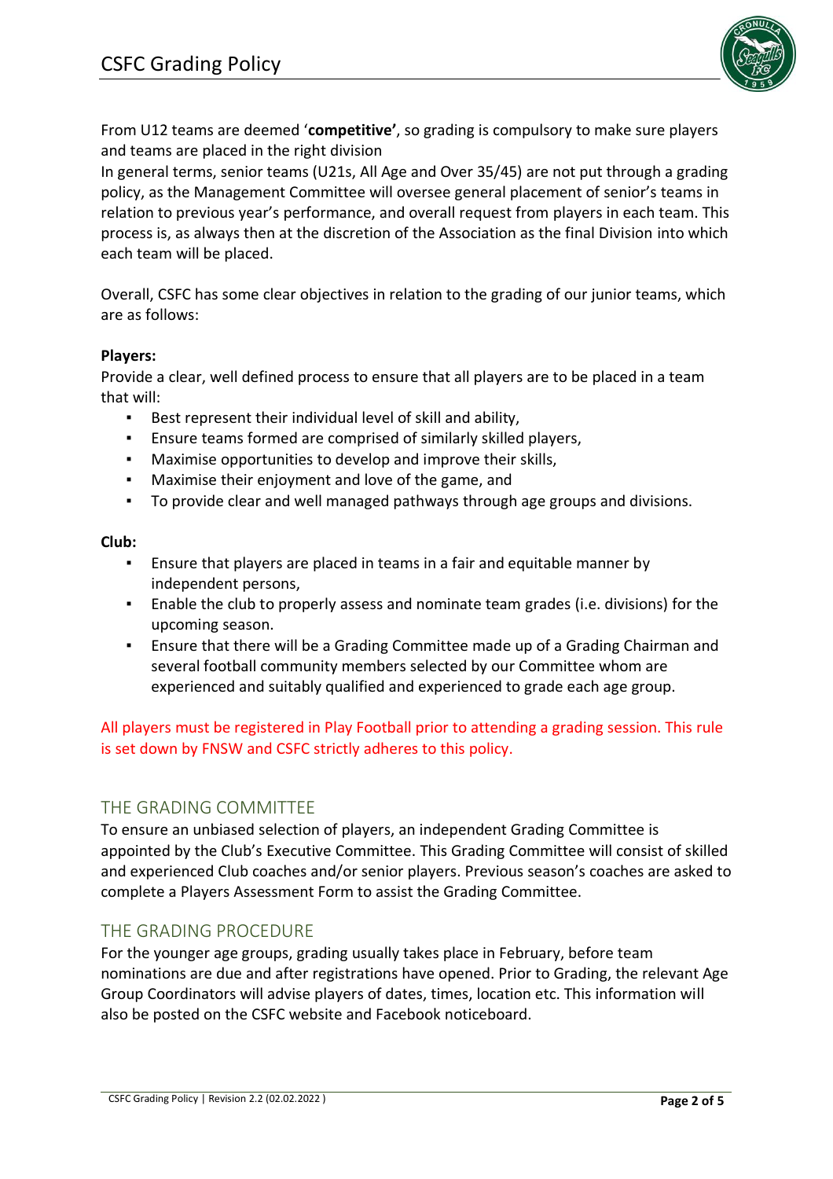From U12 teams are deemed '**competitive'**, so grading is compulsory to make sure players and teams are placed in the right division

In general terms, senior teams (U21s, All Age and Over 35/45) are not put through a grading policy, as the Management Committee will oversee general placement of senior's teams in relation to previous year's performance, and overall request from players in each team. This process is, as always then at the discretion of the Association as the final Division into which each team will be placed.

Overall, CSFC has some clear objectives in relation to the grading of our junior teams, which are as follows:

**Players:**

Provide a clear, well defined process to ensure that all players are to be placed in a team that will:

- Best represent their individual level of skill and ability,
- Ensure teams formed are comprised of similarly skilled players,
- Maximise opportunities to develop and improve their skills,
- Maximise their enjoyment and love of the game, and
- To provide clear and well managed pathways through age groups and divisions.

**Club:**

- Ensure that players are placed in teams in a fair and equitable manner by independent persons,
- Enable the club to properly assess and nominate team grades (i.e. divisions) for the upcoming season.
- Ensure that there will be a Grading Committee made up of a Grading Chairman and several football community members selected by our Committee whom are experienced and suitably qualified and experienced to grade each age group.

All players must be registered in Play Football prior to attending a grading session. This rule is set down by FNSW and CSFC strictly adheres to this policy.

## THE GRADING COMMITTEE

To ensure an unbiased selection of players, an independent Grading Committee is appointed by the Club's Executive Committee. This Grading Committee will consist of skilled and experienced Club coaches and/or senior players. Previous season's coaches are asked to complete a Players Assessment Form to assist the Grading Committee.

## THE GRADING PROCEDURE

For the younger age groups, grading usually takes place in February, before team nominations are due and after registrations have opened. Prior to Grading, the relevant Age Group Coordinators will advise players of dates, times, location etc. This information will also be posted on the CSFC website and Facebook noticeboard.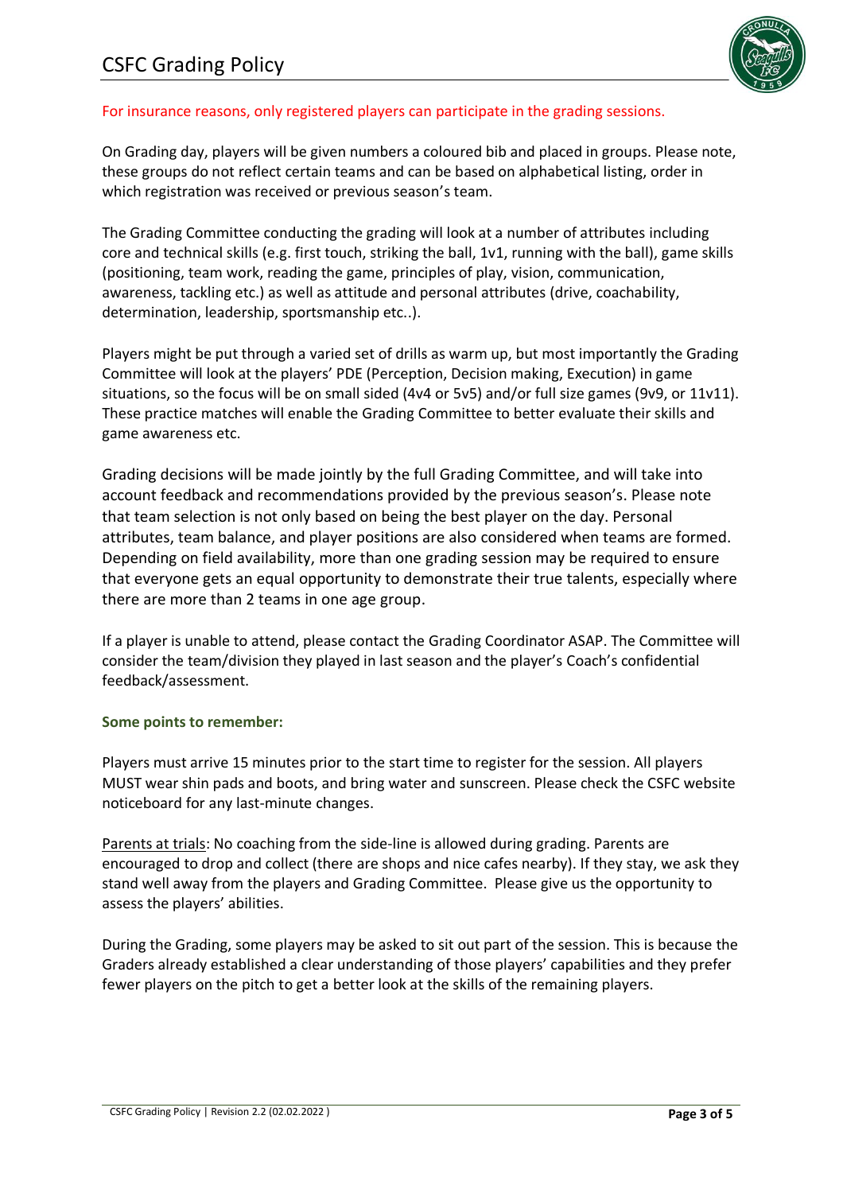# CSFC Grading Policy

For insurance reasons, only registered players can participate in the grading sessions.

On Grading day, players will be given numbers a coloured bib and placed in groups. Please note, these groups do not reflect certain teams and can be based on alphabetical listing, order in which registration was received or previous season's team.

The Grading Committee conducting the grading will look at a number of attributes including core and technical skills (e.g. first touch, striking the ball, 1v1, running with the ball), game skills (positioning, team work, reading the game, principles of play, vision, communication, awareness, tackling etc.) as well as attitude and personal attributes (drive, coachability, determination, leadership, sportsmanship etc..).

Players might be put through a varied set of drills as warm up, but most importantly the Grading Committee will look at the players' PDE (Perception, Decision making, Execution) in game situations, so the focus will be on small sided (4v4 or 5v5) and/or full size games (9v9, or 11v11). These practice matches will enable the Grading Committee to better evaluate their skills and game awareness etc.

Grading decisions will be made jointly by the full Grading Committee, and will take into account feedback and recommendations provided by the previous season's. Please note that team selection is not only based on being the best player on the day. Personal attributes, team balance, and player positions are also considered when teams are formed. Depending on field availability, more than one grading session may be required to ensure that everyone gets an equal opportunity to demonstrate their true talents, especially where there are more than 2 teams in one age group.

If a player is unable to attend, please contact the Grading Coordinator ASAP. The Committee will consider the team/division they played in last season and the player's Coach's confidential feedback/assessment.

**Some points to remember:**

Players must arrive 15 minutes prior to the start time to register for the session. All players MUST wear shin pads and boots, and bring water and sunscreen. Please check the CSFC website noticeboard for any last-minute changes.

Parents at trials: No coaching from the side-line is allowed during grading. Parents are encouraged to drop and collect (there are shops and nice cafes nearby). If they stay, we ask they stand well away from the players and Grading Committee. Please give us the opportunity to assess the players' abilities.

During the Grading, some players may be asked to sit out part of the session. This is because the Graders already established a clear understanding of those players' capabilities and they prefer fewer players on the pitch to get a better look at the skills of the remaining players.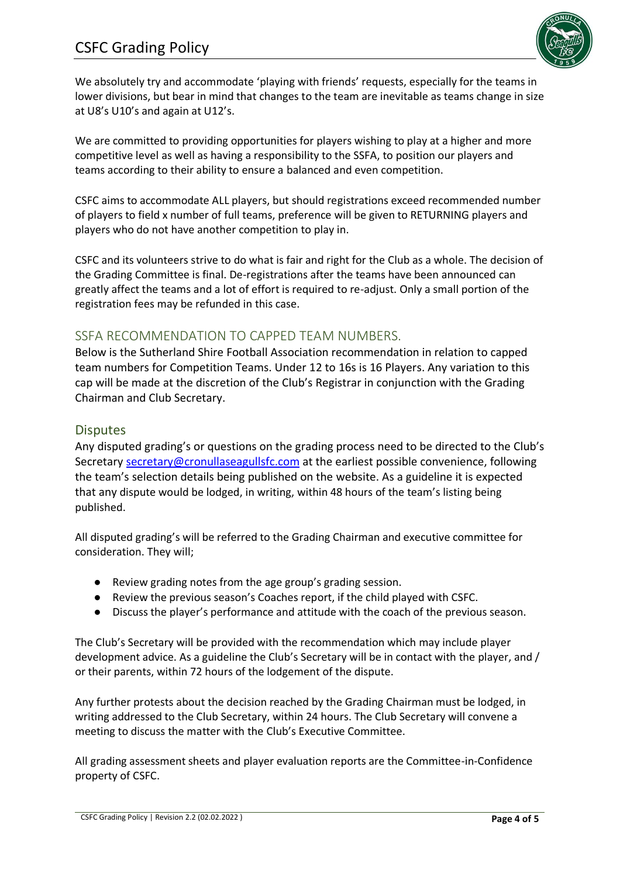We absolutely try and accommodate 'playing with friends' requests, especially for the teams in lower divisions, but bear in mind that changes to the team are inevitable as teams change in size at U8's U10's and again at U12's.

We are committed to providing opportunities for players wishing to play at a higher and more competitive level as well as having a responsibility to the SSFA, to position our players and teams according to their ability to ensure a balanced and even competition.

CSFC aims to accommodate ALL players, but should registrations exceed recommended number of players to field x number of full teams, preference will be given to RETURNING players and players who do not have another competition to play in.

CSFC and its volunteers strive to do what is fair and right for the Club as a whole. The decision of the Grading Committee is final. De-registrations after the teams have been announced can greatly affect the teams and a lot of effort is required to re-adjust. Only a small portion of the registration fees may be refunded in this case.

## SSFA RECOMMENDATION TO CAPPED TEAM NUMBERS.

Below is the Sutherland Shire Football Association recommendation in relation to capped team numbers for Competition Teams. Under 12 to 16s is 16 Players. Any variation to this cap will be made at the discretion of the Club's Registrar in conjunction with the Grading Chairman and Club Secretary.

## Disputes

Any disputed grading's or questions on the grading process need to be directed to the Club's Secretary secretary@cronullaseagullsfc.com at the earliest possible convenience, following the team's selection details being published on the website. As a guideline it is expected that any dispute would be lodged, in writing, within 48 hours of the team's listing being published.

All disputed grading's will be referred to the Grading Chairman and executive committee for consideration. They will;

- Review grading notes from the age group's grading session.
- Review the previous season's Coaches report, if the child played with CSFC.
- Discuss the player's performance and attitude with the coach of the previous season.

The Club's Secretary will be provided with the recommendation which may include player development advice. As a guideline the Club's Secretary will be in contact with the player, and / or their parents, within 72 hours of the lodgement of the dispute.

Any further protests about the decision reached by the Grading Chairman must be lodged, in writing addressed to the Club Secretary, within 24 hours. The Club Secretary will convene a meeting to discuss the matter with the Club's Executive Committee.

All grading assessment sheets and player evaluation reports are the Committee-in-Confidence property of CSFC.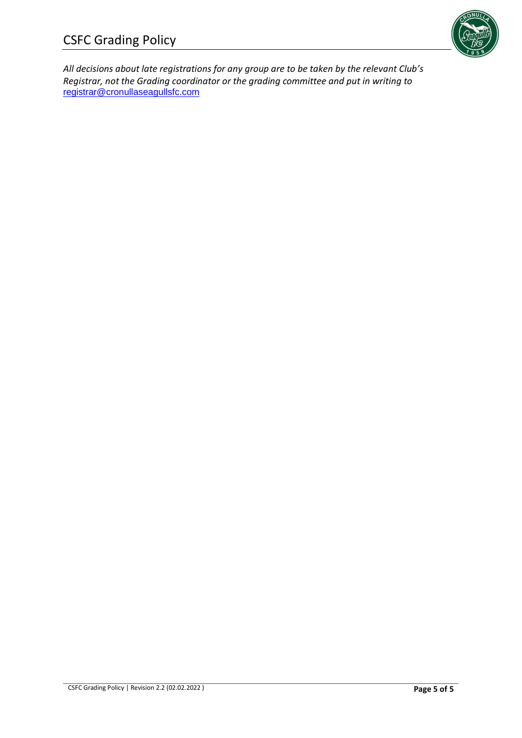*All decisions about late registrations for any group are to be taken by the relevant Club's Registrar, not the Grading coordinator or the grading committee and put in writing to* [registrar@cronullaseagullsfc.com](mailto:registrar@cronullaseagullsfc.com)